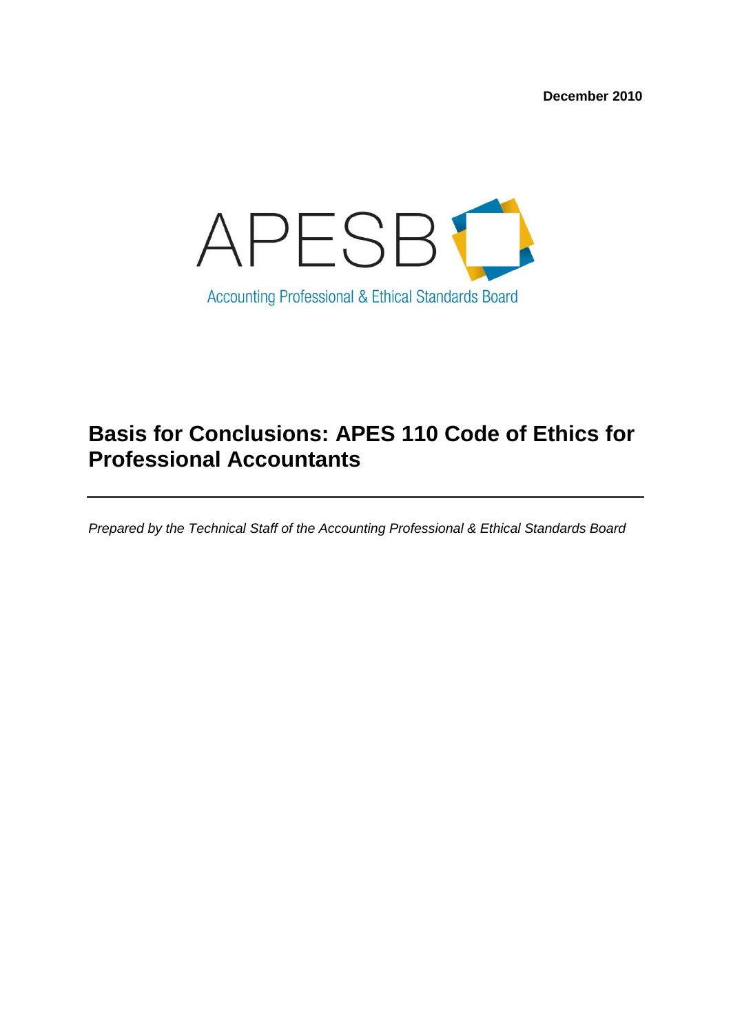December 2010

APESB

Accounting Professional & Ethical Standards Board

# Basis for Conclusions: APES 110 Code of Ethics for Professional Accountants

*Prepared by the Technical Staff of the Accounting Professional & Ethical Standards Board*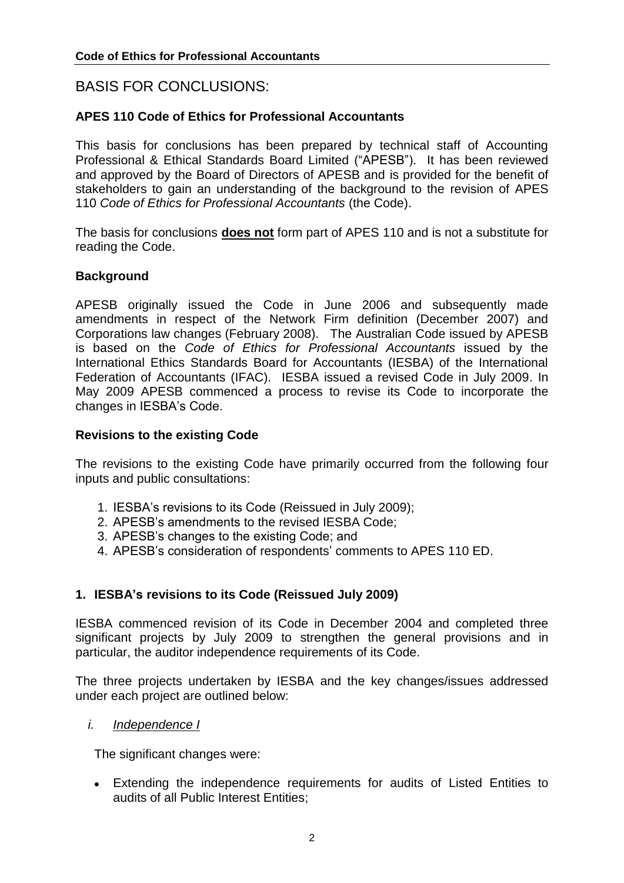# BASIS FOR CONCLUSIONS:

## APES 110 Code of Ethics for Professional Accountants

This basis for conclusions has been prepared by technical staff of Accounting Professional & Ethical Standards Board Limited ("APESB"). It has been reviewed and approved by the Board of Directors of APESB and is provided for the benefit of stakeholders to gain an understanding of the background to the revision of APES 110 *Code of Ethics for Professional Accountants* (the Code).

The basis for conclusions **does not** form part of APES 110 and is not a substitute for reading the Code.

### Background

APESB originally issued the Code in June 2006 and subsequently made amendments in respect of the Network Firm definition (December 2007) and Corporations law changes (February 2008). The Australian Code issued by APESB is based on the *Code of Ethics for Professional Accountants* issued by the International Ethics Standards Board for Accountants (IESBA) of the International Federation of Accountants (IFAC). IESBA issued a revised Code in July 2009. In May 2009 APESB commenced a process to revise its Code to incorporate the changes in IESBA's Code.

### Revisions to the existing Code

The revisions to the existing Code have primarily occurred from the following four inputs and public consultations:

1. IESBA's revisions to its Code (Reissued in July 2009);
2. APESB's amendments to the revised IESBA Code;
3. APESB's changes to the existing Code; and
4. APESB's consideration of respondents' comments to APES 110 ED.

### 1. IESBA's revisions to its Code (Reissued July 2009)

IESBA commenced revision of its Code in December 2004 and completed three significant projects by July 2009 to strengthen the general provisions and in particular, the auditor independence requirements of its Code.

The three projects undertaken by IESBA and the key changes/issues addressed under each project are outlined below:

*i. Independence I*

The significant changes were:

- Extending the independence requirements for audits of Listed Entities to audits of all Public Interest Entities;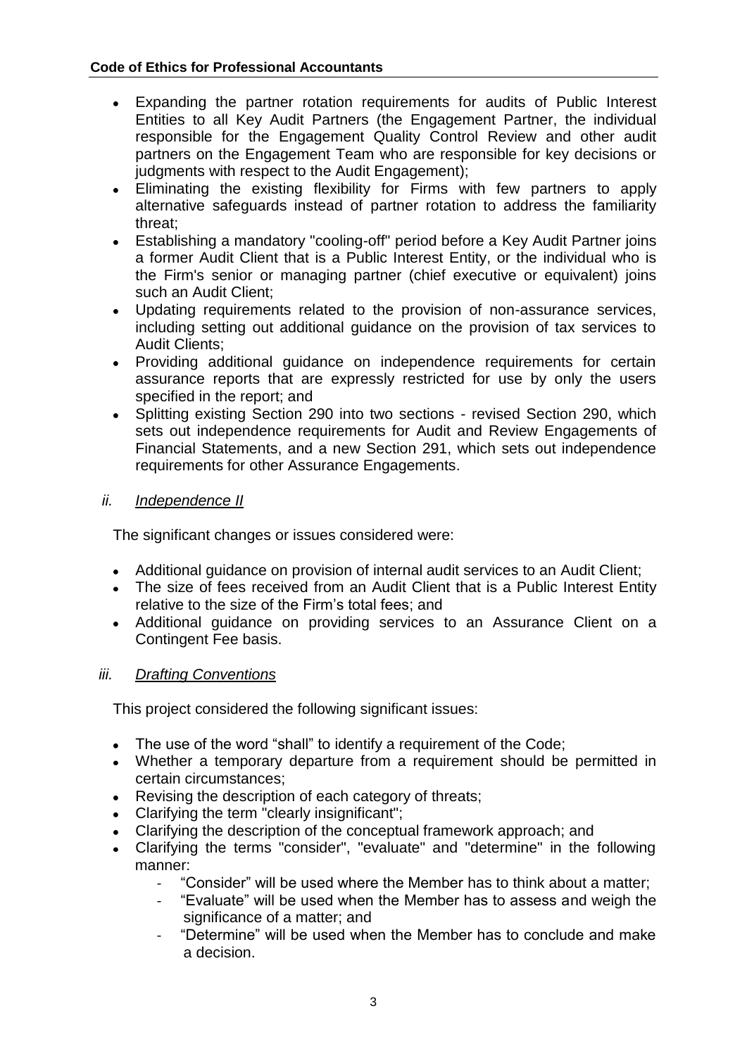- Expanding the partner rotation requirements for audits of Public Interest Entities to all Key Audit Partners (the Engagement Partner, the individual responsible for the Engagement Quality Control Review and other audit partners on the Engagement Team who are responsible for key decisions or judgments with respect to the Audit Engagement);
- Eliminating the existing flexibility for Firms with few partners to apply alternative safeguards instead of partner rotation to address the familiarity threat;
- Establishing a mandatory "cooling-off" period before a Key Audit Partner joins a former Audit Client that is a Public Interest Entity, or the individual who is the Firm's senior or managing partner (chief executive or equivalent) joins such an Audit Client;
- Updating requirements related to the provision of non-assurance services, including setting out additional guidance on the provision of tax services to Audit Clients;
- Providing additional guidance on independence requirements for certain assurance reports that are expressly restricted for use by only the users specified in the report; and
- Splitting existing Section 290 into two sections - revised Section 290, which sets out independence requirements for Audit and Review Engagements of Financial Statements, and a new Section 291, which sets out independence requirements for other Assurance Engagements.

*ii.* *Independence II*

The significant changes or issues considered were:

- Additional guidance on provision of internal audit services to an Audit Client;
- The size of fees received from an Audit Client that is a Public Interest Entity relative to the size of the Firm's total fees; and
- Additional guidance on providing services to an Assurance Client on a Contingent Fee basis.

*iii.* *Drafting Conventions*

This project considered the following significant issues:

- The use of the word "shall" to identify a requirement of the Code;
- Whether a temporary departure from a requirement should be permitted in certain circumstances;
- Revising the description of each category of threats;
- Clarifying the term "clearly insignificant";
- Clarifying the description of the conceptual framework approach; and
- Clarifying the terms "consider", "evaluate" and "determine" in the following manner:
  - "Consider" will be used where the Member has to think about a matter;
  - "Evaluate" will be used when the Member has to assess and weigh the significance of a matter; and
  - "Determine" will be used when the Member has to conclude and make a decision.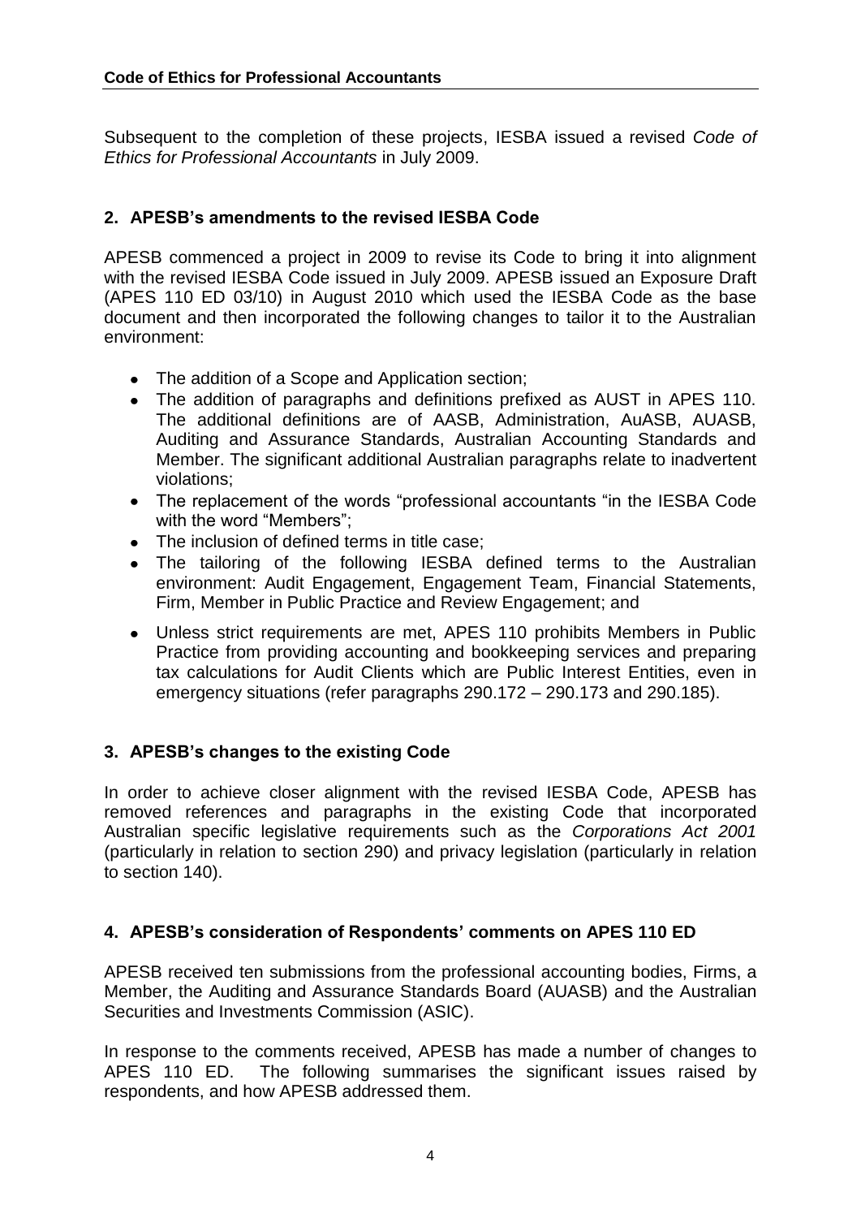Subsequent to the completion of these projects, IESBA issued a revised *Code of Ethics for Professional Accountants* in July 2009.

## 2. APESB's amendments to the revised IESBA Code

APESB commenced a project in 2009 to revise its Code to bring it into alignment with the revised IESBA Code issued in July 2009. APESB issued an Exposure Draft (APES 110 ED 03/10) in August 2010 which used the IESBA Code as the base document and then incorporated the following changes to tailor it to the Australian environment:

- The addition of a Scope and Application section;
- The addition of paragraphs and definitions prefixed as AUST in APES 110. The additional definitions are of AASB, Administration, AuASB, AUASB, Auditing and Assurance Standards, Australian Accounting Standards and Member. The significant additional Australian paragraphs relate to inadvertent violations;
- The replacement of the words "professional accountants "in the IESBA Code with the word "Members";
- The inclusion of defined terms in title case;
- The tailoring of the following IESBA defined terms to the Australian environment: Audit Engagement, Engagement Team, Financial Statements, Firm, Member in Public Practice and Review Engagement; and
- Unless strict requirements are met, APES 110 prohibits Members in Public Practice from providing accounting and bookkeeping services and preparing tax calculations for Audit Clients which are Public Interest Entities, even in emergency situations (refer paragraphs 290.172 – 290.173 and 290.185).

## 3. APESB's changes to the existing Code

In order to achieve closer alignment with the revised IESBA Code, APESB has removed references and paragraphs in the existing Code that incorporated Australian specific legislative requirements such as the *Corporations Act 2001* (particularly in relation to section 290) and privacy legislation (particularly in relation to section 140).

## 4. APESB's consideration of Respondents' comments on APES 110 ED

APESB received ten submissions from the professional accounting bodies, Firms, a Member, the Auditing and Assurance Standards Board (AUASB) and the Australian Securities and Investments Commission (ASIC).

In response to the comments received, APESB has made a number of changes to APES 110 ED. The following summarises the significant issues raised by respondents, and how APESB addressed them.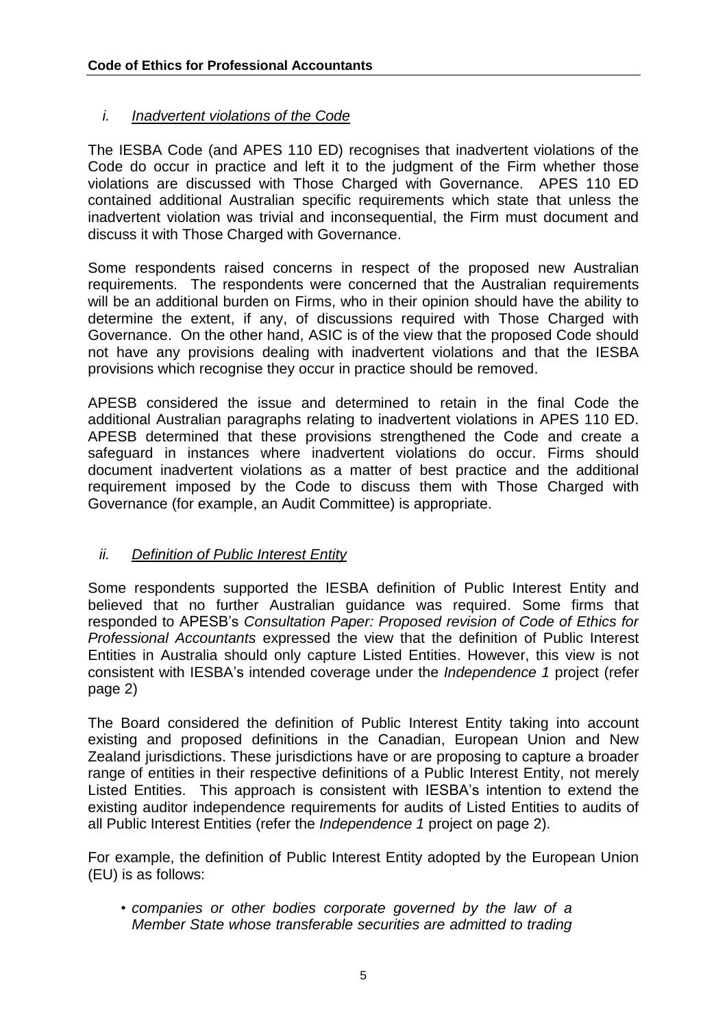### *i. Inadvertent violations of the Code*

The IESBA Code (and APES 110 ED) recognises that inadvertent violations of the Code do occur in practice and left it to the judgment of the Firm whether those violations are discussed with Those Charged with Governance. APES 110 ED contained additional Australian specific requirements which state that unless the inadvertent violation was trivial and inconsequential, the Firm must document and discuss it with Those Charged with Governance.

Some respondents raised concerns in respect of the proposed new Australian requirements. The respondents were concerned that the Australian requirements will be an additional burden on Firms, who in their opinion should have the ability to determine the extent, if any, of discussions required with Those Charged with Governance. On the other hand, ASIC is of the view that the proposed Code should not have any provisions dealing with inadvertent violations and that the IESBA provisions which recognise they occur in practice should be removed.

APESB considered the issue and determined to retain in the final Code the additional Australian paragraphs relating to inadvertent violations in APES 110 ED. APESB determined that these provisions strengthened the Code and create a safeguard in instances where inadvertent violations do occur. Firms should document inadvertent violations as a matter of best practice and the additional requirement imposed by the Code to discuss them with Those Charged with Governance (for example, an Audit Committee) is appropriate.

### *ii. Definition of Public Interest Entity*

Some respondents supported the IESBA definition of Public Interest Entity and believed that no further Australian guidance was required. Some firms that responded to APESB's *Consultation Paper: Proposed revision of Code of Ethics for Professional Accountants* expressed the view that the definition of Public Interest Entities in Australia should only capture Listed Entities. However, this view is not consistent with IESBA's intended coverage under the *Independence 1* project (refer page 2)

The Board considered the definition of Public Interest Entity taking into account existing and proposed definitions in the Canadian, European Union and New Zealand jurisdictions. These jurisdictions have or are proposing to capture a broader range of entities in their respective definitions of a Public Interest Entity, not merely Listed Entities. This approach is consistent with IESBA's intention to extend the existing auditor independence requirements for audits of Listed Entities to audits of all Public Interest Entities (refer the *Independence 1* project on page 2).

For example, the definition of Public Interest Entity adopted by the European Union (EU) is as follows:

- *companies or other bodies corporate governed by the law of a Member State whose transferable securities are admitted to trading*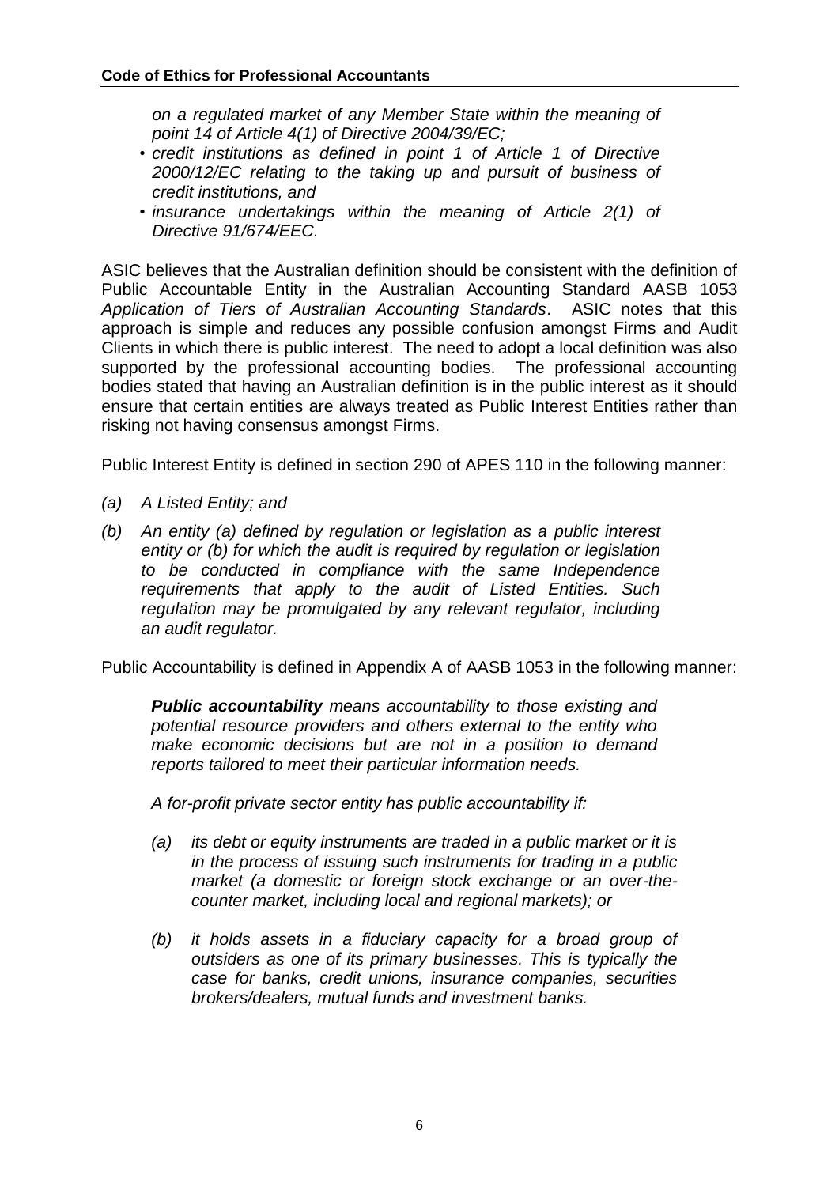*on a regulated market of any Member State within the meaning of point 14 of Article 4(1) of Directive 2004/39/EC;*

- *credit institutions as defined in point 1 of Article 1 of Directive 2000/12/EC relating to the taking up and pursuit of business of credit institutions, and*
- *insurance undertakings within the meaning of Article 2(1) of Directive 91/674/EEC.*

ASIC believes that the Australian definition should be consistent with the definition of Public Accountable Entity in the Australian Accounting Standard AASB 1053 *Application of Tiers of Australian Accounting Standards*. ASIC notes that this approach is simple and reduces any possible confusion amongst Firms and Audit Clients in which there is public interest. The need to adopt a local definition was also supported by the professional accounting bodies. The professional accounting bodies stated that having an Australian definition is in the public interest as it should ensure that certain entities are always treated as Public Interest Entities rather than risking not having consensus amongst Firms.

Public Interest Entity is defined in section 290 of APES 110 in the following manner:

*(a) A Listed Entity; and*

*(b) An entity (a) defined by regulation or legislation as a public interest entity or (b) for which the audit is required by regulation or legislation to be conducted in compliance with the same Independence requirements that apply to the audit of Listed Entities. Such regulation may be promulgated by any relevant regulator, including an audit regulator.*

Public Accountability is defined in Appendix A of AASB 1053 in the following manner:

> ***Public accountability*** *means accountability to those existing and potential resource providers and others external to the entity who make economic decisions but are not in a position to demand reports tailored to meet their particular information needs.*
>
> *A for-profit private sector entity has public accountability if:*
>
> *(a) its debt or equity instruments are traded in a public market or it is in the process of issuing such instruments for trading in a public market (a domestic or foreign stock exchange or an over-the-counter market, including local and regional markets); or*
>
> *(b) it holds assets in a fiduciary capacity for a broad group of outsiders as one of its primary businesses. This is typically the case for banks, credit unions, insurance companies, securities brokers/dealers, mutual funds and investment banks.*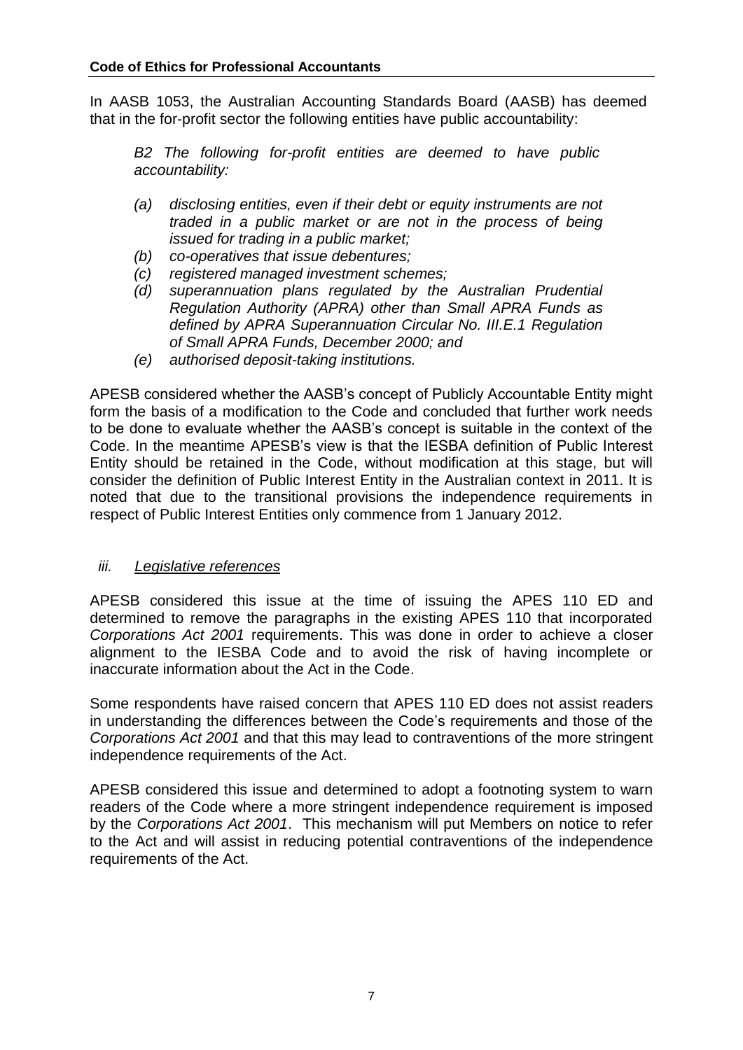In AASB 1053, the Australian Accounting Standards Board (AASB) has deemed that in the for-profit sector the following entities have public accountability:

> *B2 The following for-profit entities are deemed to have public accountability:*
>
> *(a) disclosing entities, even if their debt or equity instruments are not traded in a public market or are not in the process of being issued for trading in a public market;*
> *(b) co-operatives that issue debentures;*
> *(c) registered managed investment schemes;*
> *(d) superannuation plans regulated by the Australian Prudential Regulation Authority (APRA) other than Small APRA Funds as defined by APRA Superannuation Circular No. III.E.1 Regulation of Small APRA Funds, December 2000; and*
> *(e) authorised deposit-taking institutions.*

APESB considered whether the AASB's concept of Publicly Accountable Entity might form the basis of a modification to the Code and concluded that further work needs to be done to evaluate whether the AASB's concept is suitable in the context of the Code. In the meantime APESB's view is that the IESBA definition of Public Interest Entity should be retained in the Code, without modification at this stage, but will consider the definition of Public Interest Entity in the Australian context in 2011. It is noted that due to the transitional provisions the independence requirements in respect of Public Interest Entities only commence from 1 January 2012.

### *iii. Legislative references*

APESB considered this issue at the time of issuing the APES 110 ED and determined to remove the paragraphs in the existing APES 110 that incorporated *Corporations Act 2001* requirements. This was done in order to achieve a closer alignment to the IESBA Code and to avoid the risk of having incomplete or inaccurate information about the Act in the Code.

Some respondents have raised concern that APES 110 ED does not assist readers in understanding the differences between the Code's requirements and those of the *Corporations Act 2001* and that this may lead to contraventions of the more stringent independence requirements of the Act.

APESB considered this issue and determined to adopt a footnoting system to warn readers of the Code where a more stringent independence requirement is imposed by the *Corporations Act 2001*. This mechanism will put Members on notice to refer to the Act and will assist in reducing potential contraventions of the independence requirements of the Act.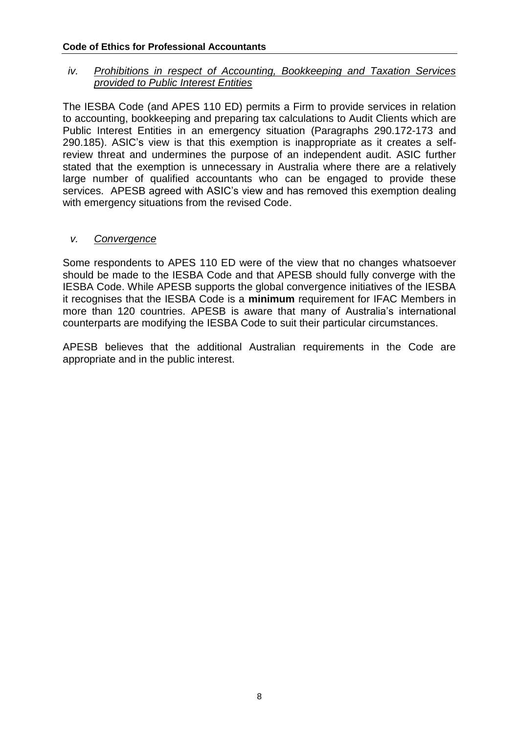### *iv. Prohibitions in respect of Accounting, Bookkeeping and Taxation Services provided to Public Interest Entities*

The IESBA Code (and APES 110 ED) permits a Firm to provide services in relation to accounting, bookkeeping and preparing tax calculations to Audit Clients which are Public Interest Entities in an emergency situation (Paragraphs 290.172-173 and 290.185). ASIC's view is that this exemption is inappropriate as it creates a self-review threat and undermines the purpose of an independent audit. ASIC further stated that the exemption is unnecessary in Australia where there are a relatively large number of qualified accountants who can be engaged to provide these services. APESB agreed with ASIC's view and has removed this exemption dealing with emergency situations from the revised Code.

### *v. Convergence*

Some respondents to APES 110 ED were of the view that no changes whatsoever should be made to the IESBA Code and that APESB should fully converge with the IESBA Code. While APESB supports the global convergence initiatives of the IESBA it recognises that the IESBA Code is a **minimum** requirement for IFAC Members in more than 120 countries. APESB is aware that many of Australia's international counterparts are modifying the IESBA Code to suit their particular circumstances.

APESB believes that the additional Australian requirements in the Code are appropriate and in the public interest.